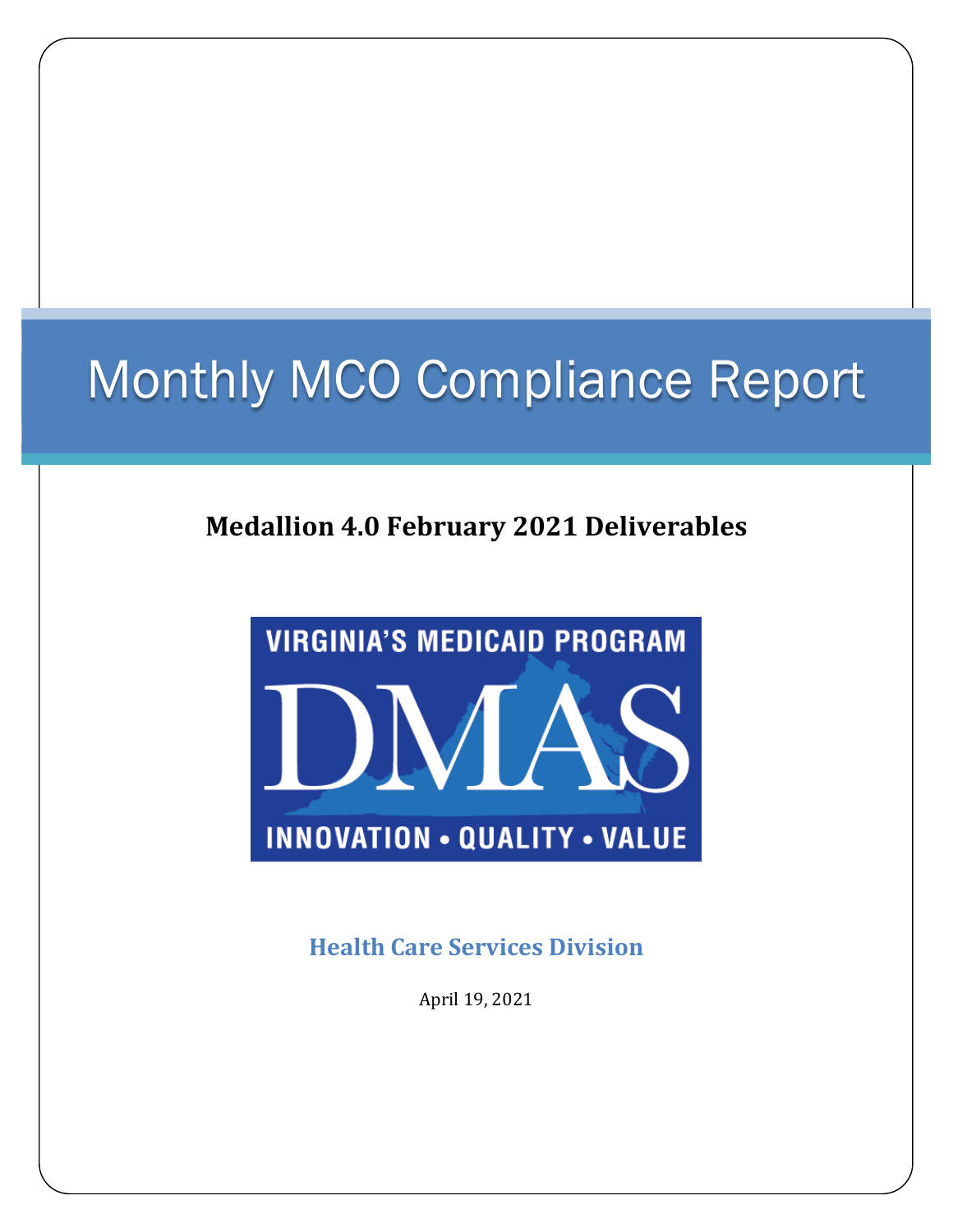# Monthly MCO Compliance Report

## Medallion 4.0 February 2021 Deliverables

VIRGINIA'S MEDICAID PROGRAM

DMAS

INNOVATION • QUALITY • VALUE

### Health Care Services Division

April 19, 2021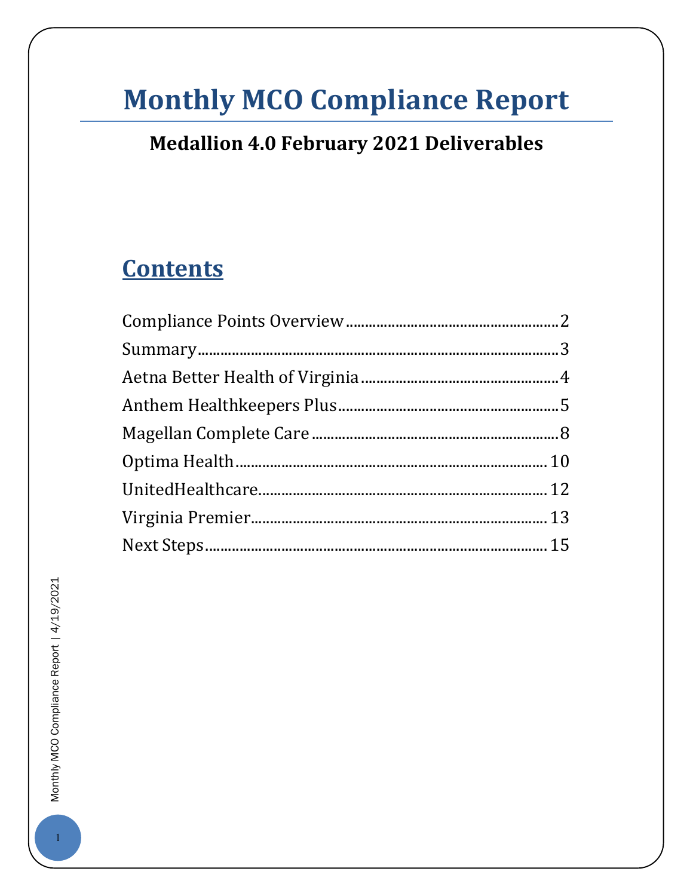# Monthly MCO Compliance Report

## Medallion 4.0 February 2021 Deliverables

## Contents

Compliance Points Overview....................................................2
Summary....................................................................................3
Aetna Better Health of Virginia...............................................4
Anthem Healthkeepers Plus.....................................................5
Magellan Complete Care..........................................................8
Optima Health.........................................................................10
UnitedHealthcare....................................................................12
Virginia Premier.......................................................................13
Next Steps...............................................................................15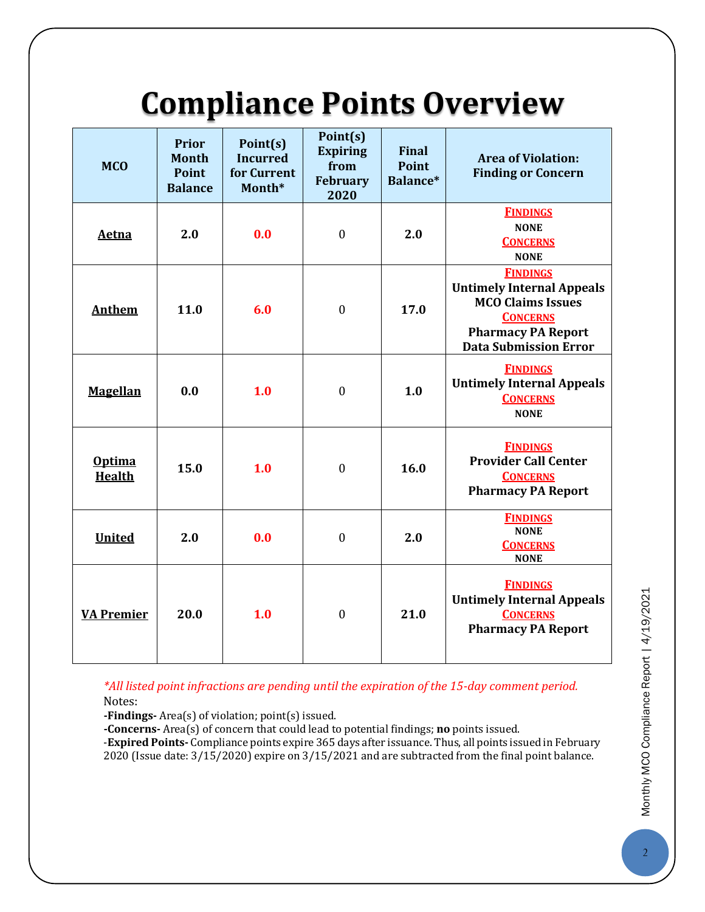# Compliance Points Overview

| MCO | Prior Month Point Balance | Point(s) Incurred for Current Month* | Point(s) Expiring from February 2020 | Final Point Balance* | Area of Violation: Finding or Concern |
|---|---|---|---|---|---|
| **Aetna** | **2.0** | **0.0** | 0 | **2.0** | **FINDINGS** NONE **CONCERNS** NONE |
| **Anthem** | **11.0** | **6.0** | 0 | **17.0** | **FINDINGS** Untimely Internal Appeals MCO Claims Issues **CONCERNS** Pharmacy PA Report Data Submission Error |
| **Magellan** | **0.0** | **1.0** | 0 | **1.0** | **FINDINGS** Untimely Internal Appeals **CONCERNS** NONE |
| **Optima Health** | **15.0** | **1.0** | 0 | **16.0** | **FINDINGS** Provider Call Center **CONCERNS** Pharmacy PA Report |
| **United** | **2.0** | **0.0** | 0 | **2.0** | **FINDINGS** NONE **CONCERNS** NONE |
| **VA Premier** | **20.0** | **1.0** | 0 | **21.0** | **FINDINGS** Untimely Internal Appeals **CONCERNS** Pharmacy PA Report |

*\*All listed point infractions are pending until the expiration of the 15-day comment period.*

Notes:

**-Findings-** Area(s) of violation; point(s) issued.

**-Concerns-** Area(s) of concern that could lead to potential findings; **no** points issued.

**-Expired Points-** Compliance points expire 365 days after issuance. Thus, all points issued in February 2020 (Issue date: 3/15/2020) expire on 3/15/2021 and are subtracted from the final point balance.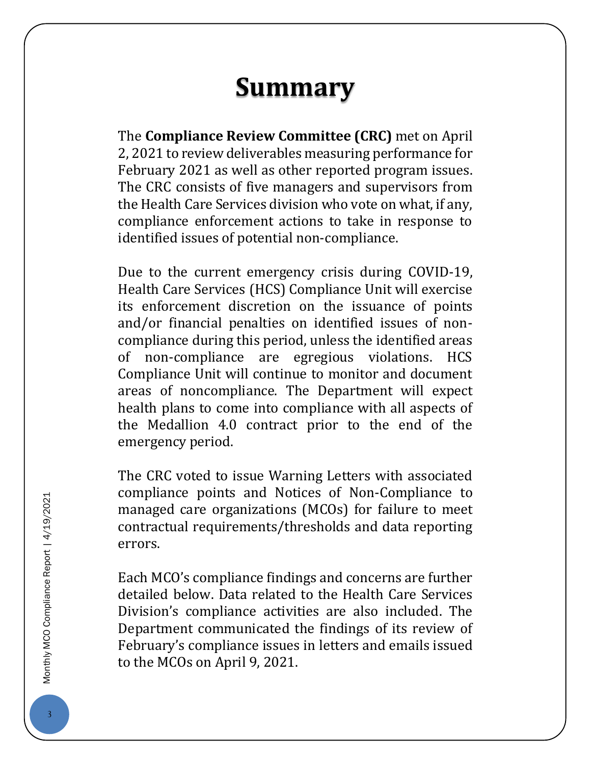# Summary

The **Compliance Review Committee (CRC)** met on April 2, 2021 to review deliverables measuring performance for February 2021 as well as other reported program issues. The CRC consists of five managers and supervisors from the Health Care Services division who vote on what, if any, compliance enforcement actions to take in response to identified issues of potential non-compliance.

Due to the current emergency crisis during COVID-19, Health Care Services (HCS) Compliance Unit will exercise its enforcement discretion on the issuance of points and/or financial penalties on identified issues of non-compliance during this period, unless the identified areas of non-compliance are egregious violations. HCS Compliance Unit will continue to monitor and document areas of noncompliance. The Department will expect health plans to come into compliance with all aspects of the Medallion 4.0 contract prior to the end of the emergency period.

The CRC voted to issue Warning Letters with associated compliance points and Notices of Non-Compliance to managed care organizations (MCOs) for failure to meet contractual requirements/thresholds and data reporting errors.

Each MCO's compliance findings and concerns are further detailed below. Data related to the Health Care Services Division's compliance activities are also included. The Department communicated the findings of its review of February's compliance issues in letters and emails issued to the MCOs on April 9, 2021.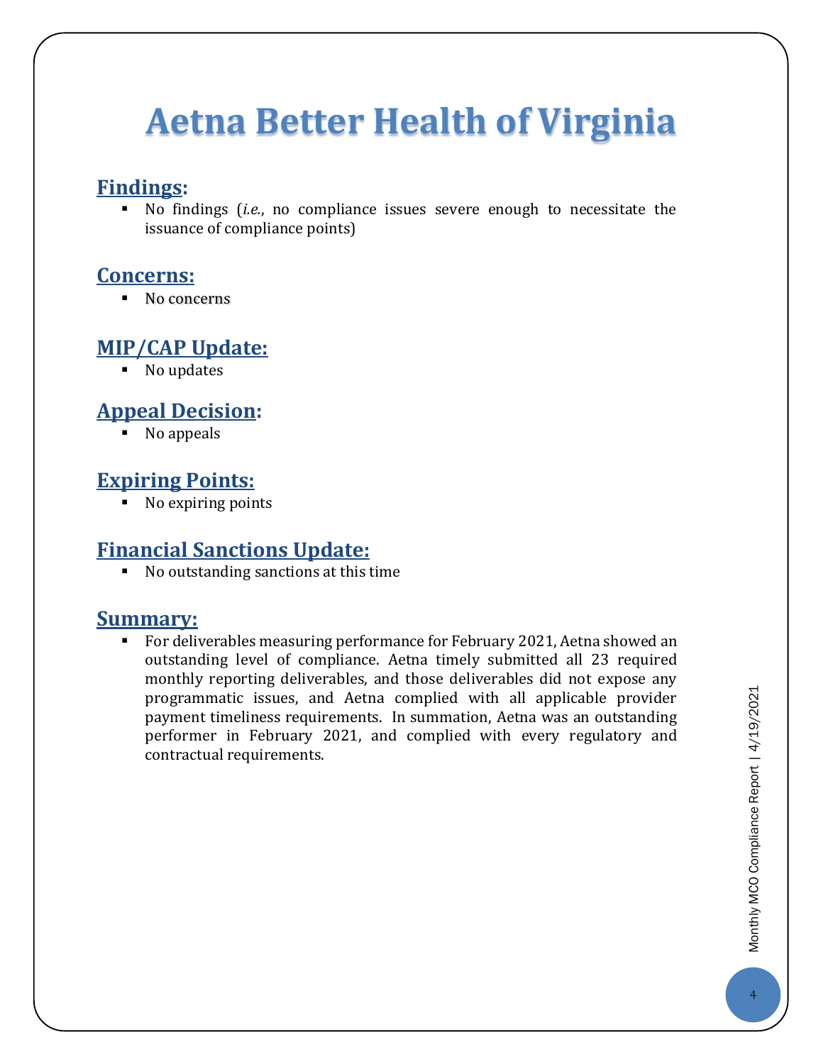# Aetna Better Health of Virginia

## Findings:

- No findings (*i.e.*, no compliance issues severe enough to necessitate the issuance of compliance points)

## Concerns:

- No concerns

## MIP/CAP Update:

- No updates

## Appeal Decision:

- No appeals

## Expiring Points:

- No expiring points

## Financial Sanctions Update:

- No outstanding sanctions at this time

## Summary:

- For deliverables measuring performance for February 2021, Aetna showed an outstanding level of compliance. Aetna timely submitted all 23 required monthly reporting deliverables, and those deliverables did not expose any programmatic issues, and Aetna complied with all applicable provider payment timeliness requirements. In summation, Aetna was an outstanding performer in February 2021, and complied with every regulatory and contractual requirements.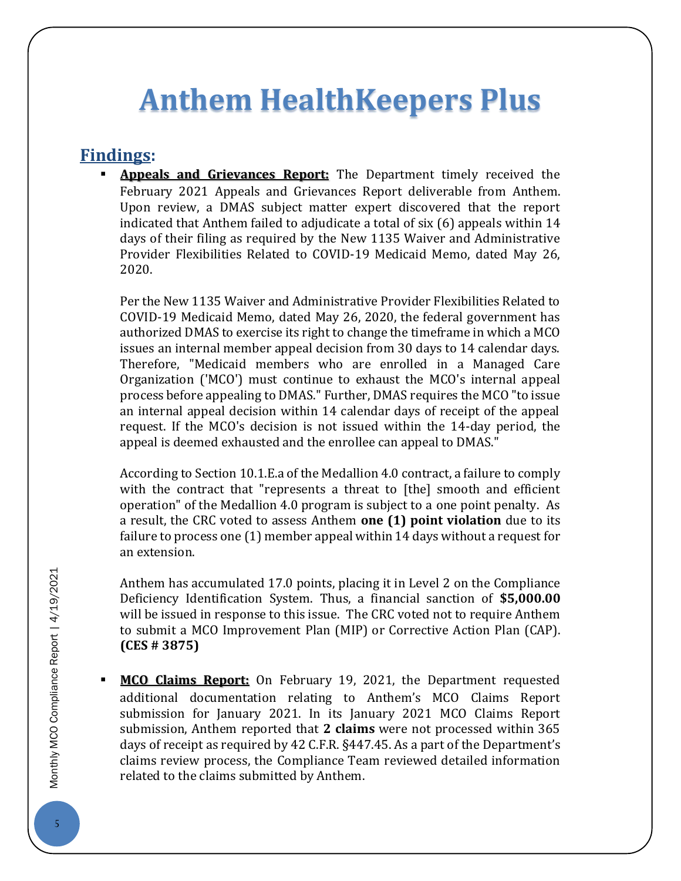# Anthem HealthKeepers Plus

## Findings:

- **Appeals and Grievances Report:** The Department timely received the February 2021 Appeals and Grievances Report deliverable from Anthem. Upon review, a DMAS subject matter expert discovered that the report indicated that Anthem failed to adjudicate a total of six (6) appeals within 14 days of their filing as required by the New 1135 Waiver and Administrative Provider Flexibilities Related to COVID-19 Medicaid Memo, dated May 26, 2020.

  Per the New 1135 Waiver and Administrative Provider Flexibilities Related to COVID-19 Medicaid Memo, dated May 26, 2020, the federal government has authorized DMAS to exercise its right to change the timeframe in which a MCO issues an internal member appeal decision from 30 days to 14 calendar days. Therefore, "Medicaid members who are enrolled in a Managed Care Organization ('MCO') must continue to exhaust the MCO's internal appeal process before appealing to DMAS." Further, DMAS requires the MCO "to issue an internal appeal decision within 14 calendar days of receipt of the appeal request. If the MCO's decision is not issued within the 14-day period, the appeal is deemed exhausted and the enrollee can appeal to DMAS."

  According to Section 10.1.E.a of the Medallion 4.0 contract, a failure to comply with the contract that "represents a threat to [the] smooth and efficient operation" of the Medallion 4.0 program is subject to a one point penalty. As a result, the CRC voted to assess Anthem **one (1) point violation** due to its failure to process one (1) member appeal within 14 days without a request for an extension.

  Anthem has accumulated 17.0 points, placing it in Level 2 on the Compliance Deficiency Identification System. Thus, a financial sanction of **$5,000.00** will be issued in response to this issue. The CRC voted not to require Anthem to submit a MCO Improvement Plan (MIP) or Corrective Action Plan (CAP). **(CES # 3875)**

- **MCO Claims Report:** On February 19, 2021, the Department requested additional documentation relating to Anthem's MCO Claims Report submission for January 2021. In its January 2021 MCO Claims Report submission, Anthem reported that **2 claims** were not processed within 365 days of receipt as required by 42 C.F.R. §447.45. As a part of the Department's claims review process, the Compliance Team reviewed detailed information related to the claims submitted by Anthem.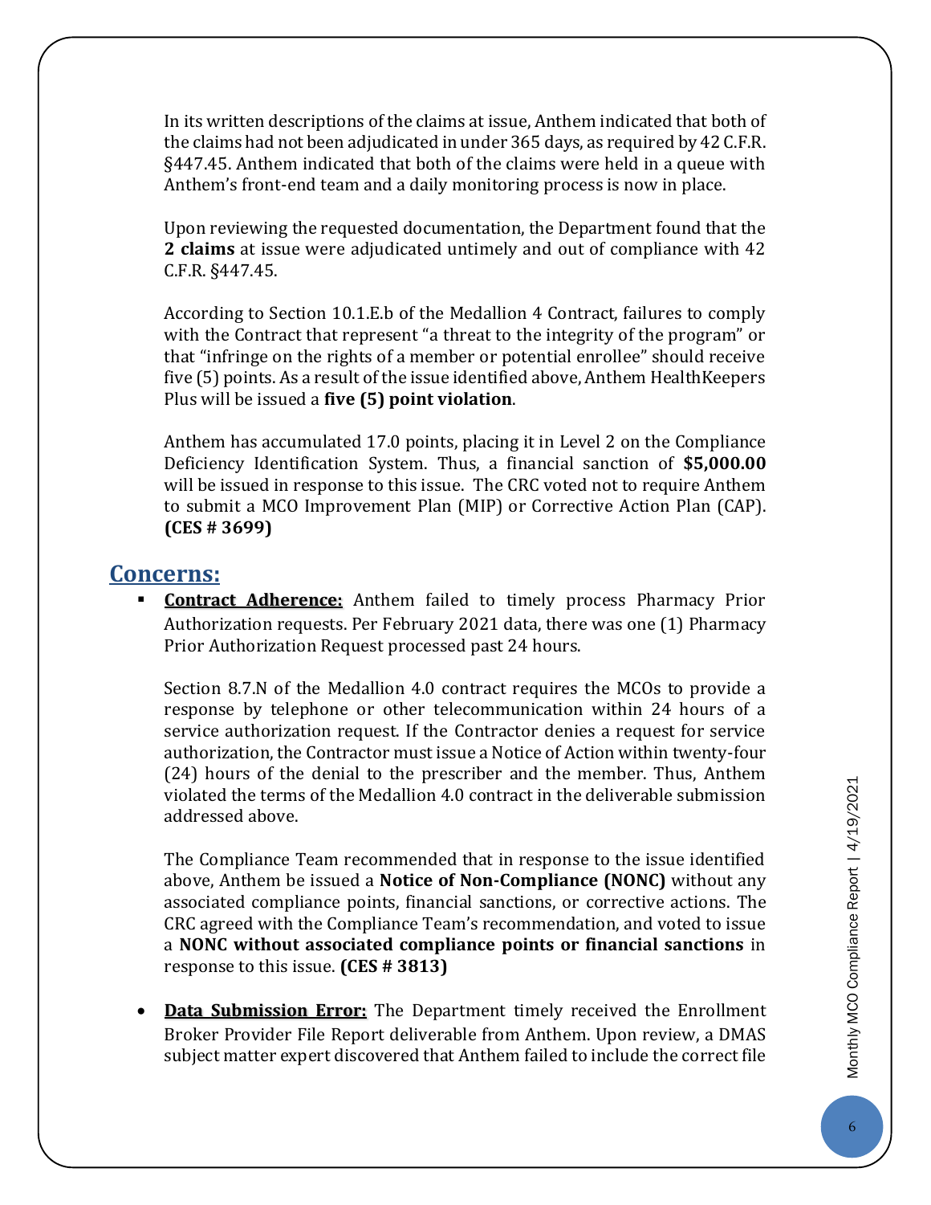In its written descriptions of the claims at issue, Anthem indicated that both of the claims had not been adjudicated in under 365 days, as required by 42 C.F.R. §447.45. Anthem indicated that both of the claims were held in a queue with Anthem's front-end team and a daily monitoring process is now in place.

Upon reviewing the requested documentation, the Department found that the **2 claims** at issue were adjudicated untimely and out of compliance with 42 C.F.R. §447.45.

According to Section 10.1.E.b of the Medallion 4 Contract, failures to comply with the Contract that represent "a threat to the integrity of the program" or that "infringe on the rights of a member or potential enrollee" should receive five (5) points. As a result of the issue identified above, Anthem HealthKeepers Plus will be issued a **five (5) point violation**.

Anthem has accumulated 17.0 points, placing it in Level 2 on the Compliance Deficiency Identification System. Thus, a financial sanction of **$5,000.00** will be issued in response to this issue. The CRC voted not to require Anthem to submit a MCO Improvement Plan (MIP) or Corrective Action Plan (CAP). **(CES # 3699)**

## Concerns:

- **Contract Adherence:** Anthem failed to timely process Pharmacy Prior Authorization requests. Per February 2021 data, there was one (1) Pharmacy Prior Authorization Request processed past 24 hours.

  Section 8.7.N of the Medallion 4.0 contract requires the MCOs to provide a response by telephone or other telecommunication within 24 hours of a service authorization request. If the Contractor denies a request for service authorization, the Contractor must issue a Notice of Action within twenty-four (24) hours of the denial to the prescriber and the member. Thus, Anthem violated the terms of the Medallion 4.0 contract in the deliverable submission addressed above.

  The Compliance Team recommended that in response to the issue identified above, Anthem be issued a **Notice of Non-Compliance (NONC)** without any associated compliance points, financial sanctions, or corrective actions. The CRC agreed with the Compliance Team's recommendation, and voted to issue a **NONC without associated compliance points or financial sanctions** in response to this issue. **(CES # 3813)**

- **Data Submission Error:** The Department timely received the Enrollment Broker Provider File Report deliverable from Anthem. Upon review, a DMAS subject matter expert discovered that Anthem failed to include the correct file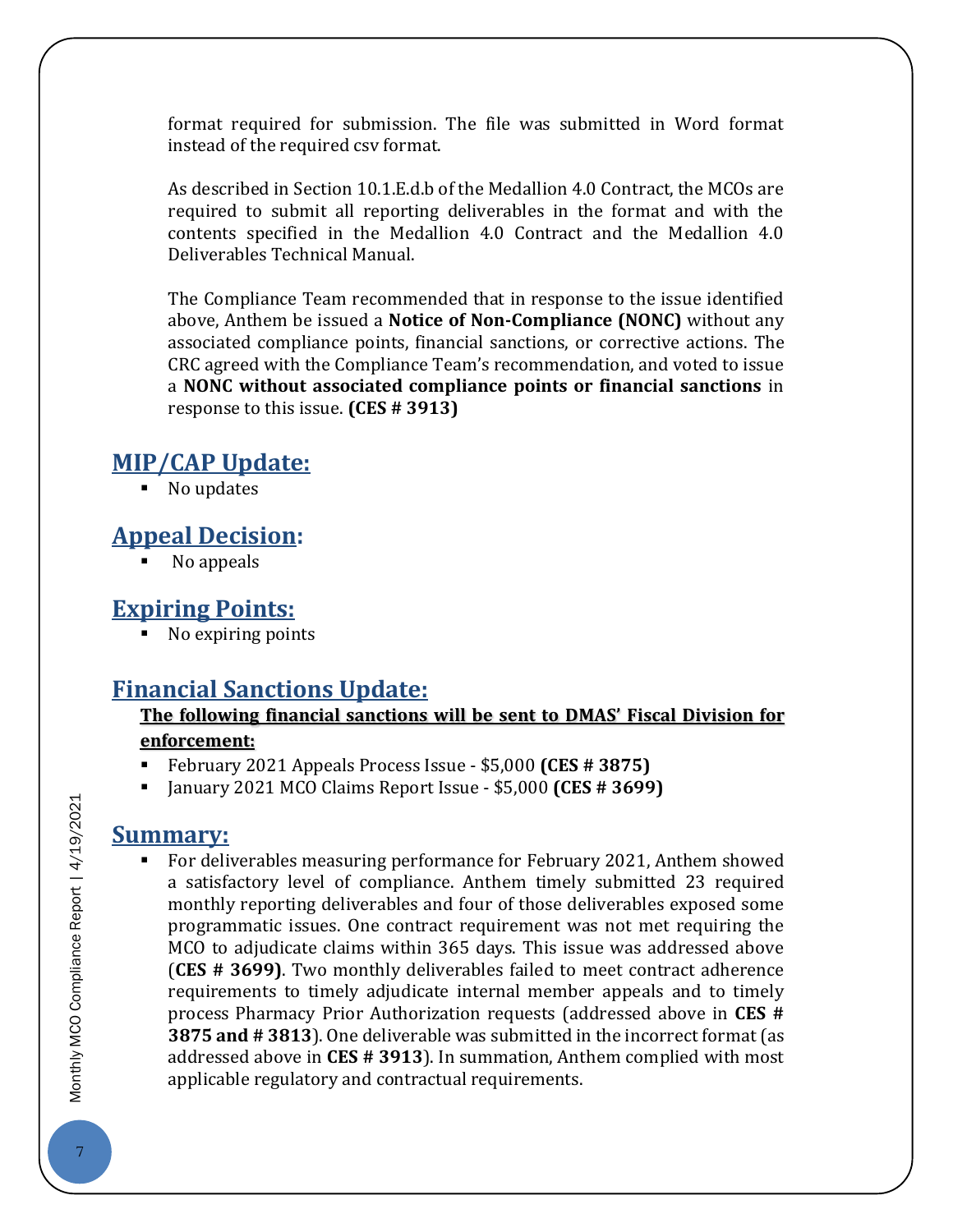format required for submission. The file was submitted in Word format instead of the required csv format.

As described in Section 10.1.E.d.b of the Medallion 4.0 Contract, the MCOs are required to submit all reporting deliverables in the format and with the contents specified in the Medallion 4.0 Contract and the Medallion 4.0 Deliverables Technical Manual.

The Compliance Team recommended that in response to the issue identified above, Anthem be issued a **Notice of Non-Compliance (NONC)** without any associated compliance points, financial sanctions, or corrective actions. The CRC agreed with the Compliance Team's recommendation, and voted to issue a **NONC without associated compliance points or financial sanctions** in response to this issue. **(CES # 3913)**

## MIP/CAP Update:

- No updates

## Appeal Decision:

- No appeals

## Expiring Points:

- No expiring points

## Financial Sanctions Update:

**The following financial sanctions will be sent to DMAS' Fiscal Division for enforcement:**

- February 2021 Appeals Process Issue - $5,000 **(CES # 3875)**
- January 2021 MCO Claims Report Issue - $5,000 **(CES # 3699)**

## Summary:

- For deliverables measuring performance for February 2021, Anthem showed a satisfactory level of compliance. Anthem timely submitted 23 required monthly reporting deliverables and four of those deliverables exposed some programmatic issues. One contract requirement was not met requiring the MCO to adjudicate claims within 365 days. This issue was addressed above (**CES # 3699**). Two monthly deliverables failed to meet contract adherence requirements to timely adjudicate internal member appeals and to timely process Pharmacy Prior Authorization requests (addressed above in **CES # 3875 and # 3813**). One deliverable was submitted in the incorrect format (as addressed above in **CES # 3913**). In summation, Anthem complied with most applicable regulatory and contractual requirements.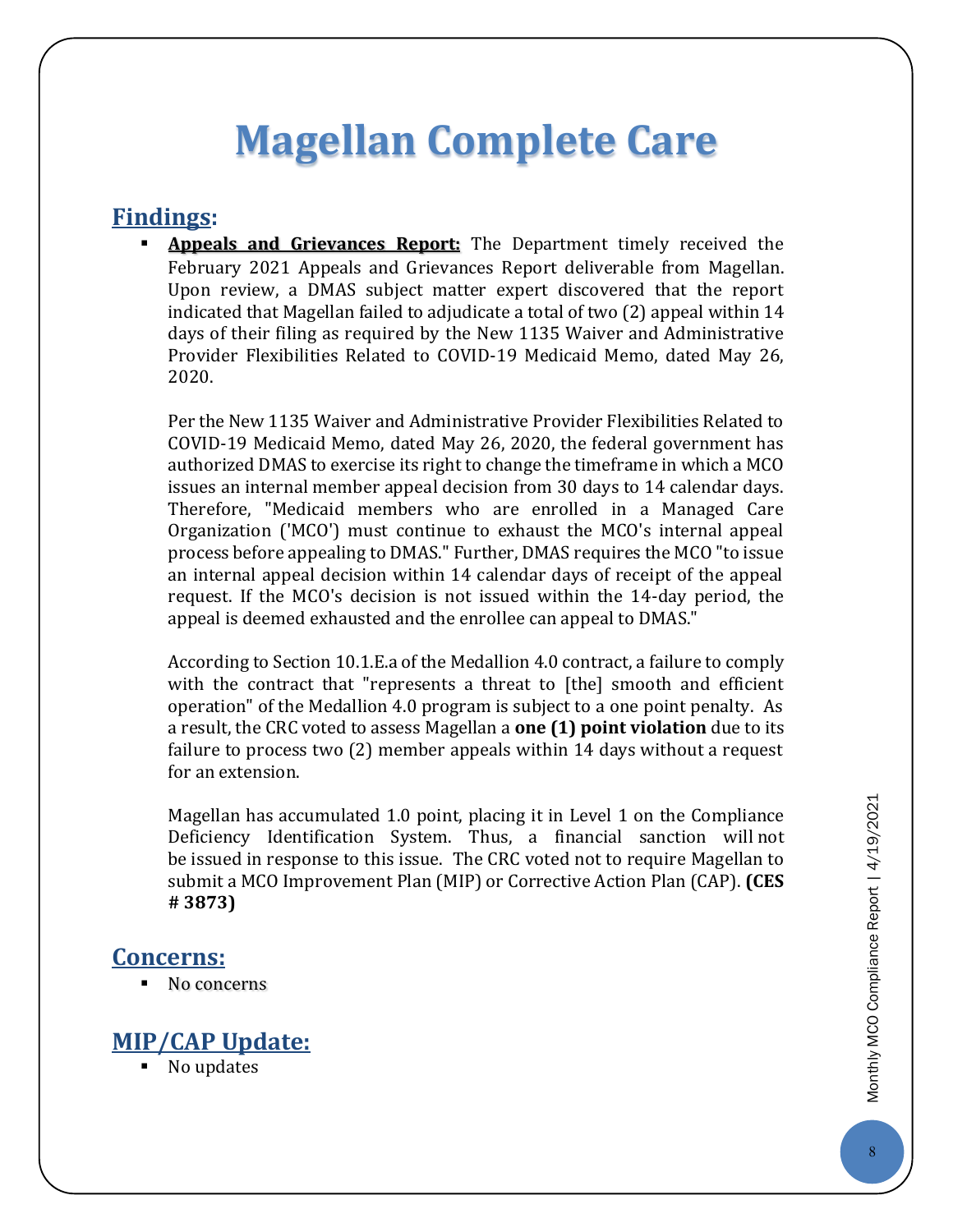# Magellan Complete Care

## Findings:

- **Appeals and Grievances Report:** The Department timely received the February 2021 Appeals and Grievances Report deliverable from Magellan. Upon review, a DMAS subject matter expert discovered that the report indicated that Magellan failed to adjudicate a total of two (2) appeal within 14 days of their filing as required by the New 1135 Waiver and Administrative Provider Flexibilities Related to COVID-19 Medicaid Memo, dated May 26, 2020.

  Per the New 1135 Waiver and Administrative Provider Flexibilities Related to COVID-19 Medicaid Memo, dated May 26, 2020, the federal government has authorized DMAS to exercise its right to change the timeframe in which a MCO issues an internal member appeal decision from 30 days to 14 calendar days. Therefore, "Medicaid members who are enrolled in a Managed Care Organization ('MCO') must continue to exhaust the MCO's internal appeal process before appealing to DMAS." Further, DMAS requires the MCO "to issue an internal appeal decision within 14 calendar days of receipt of the appeal request. If the MCO's decision is not issued within the 14-day period, the appeal is deemed exhausted and the enrollee can appeal to DMAS."

  According to Section 10.1.E.a of the Medallion 4.0 contract, a failure to comply with the contract that "represents a threat to [the] smooth and efficient operation" of the Medallion 4.0 program is subject to a one point penalty. As a result, the CRC voted to assess Magellan a **one (1) point violation** due to its failure to process two (2) member appeals within 14 days without a request for an extension.

  Magellan has accumulated 1.0 point, placing it in Level 1 on the Compliance Deficiency Identification System. Thus, a financial sanction will not be issued in response to this issue. The CRC voted not to require Magellan to submit a MCO Improvement Plan (MIP) or Corrective Action Plan (CAP). **(CES # 3873)**

## Concerns:

- No concerns

## MIP/CAP Update:

- No updates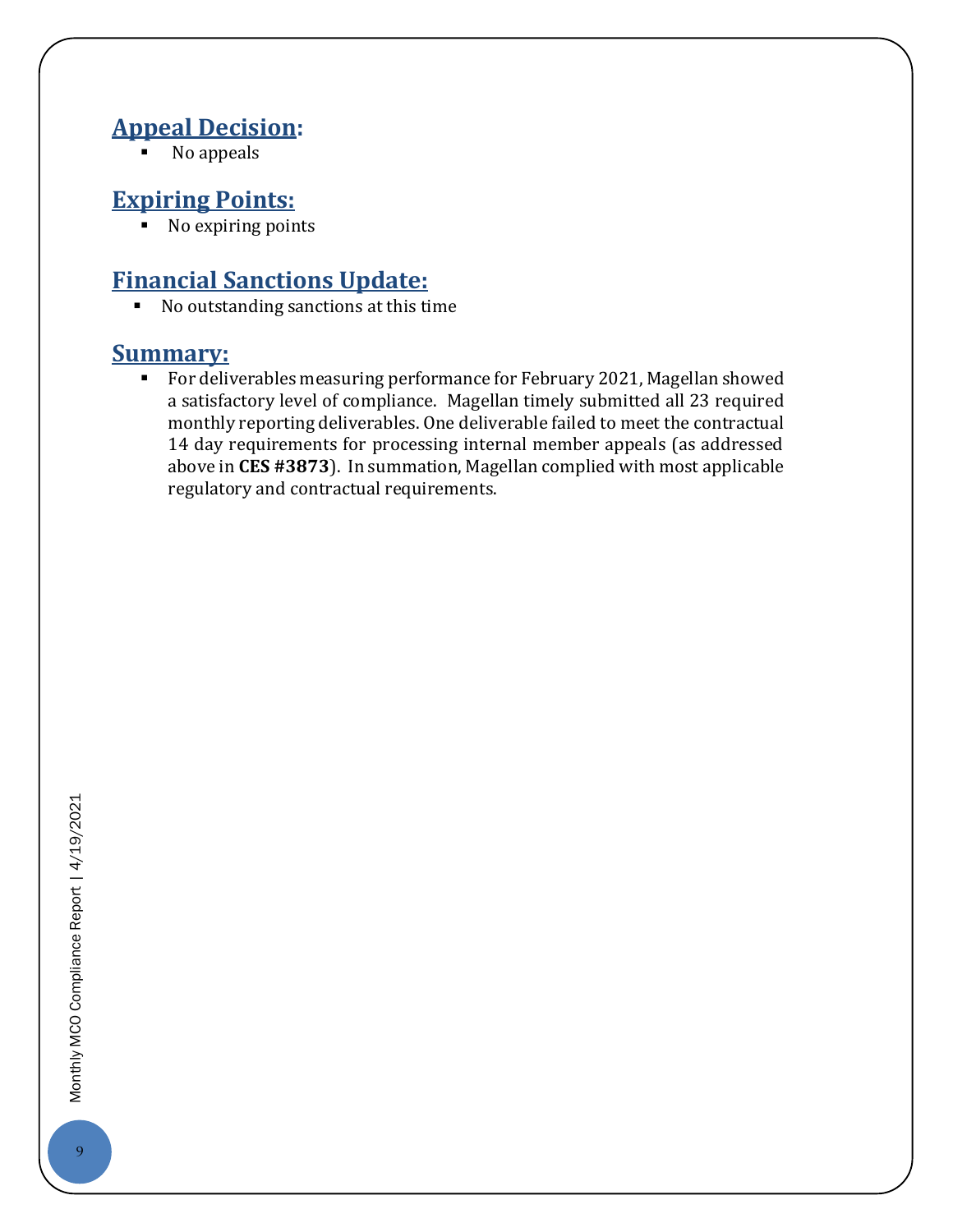## Appeal Decision:

- No appeals

## Expiring Points:

- No expiring points

## Financial Sanctions Update:

- No outstanding sanctions at this time

## Summary:

- For deliverables measuring performance for February 2021, Magellan showed a satisfactory level of compliance. Magellan timely submitted all 23 required monthly reporting deliverables. One deliverable failed to meet the contractual 14 day requirements for processing internal member appeals (as addressed above in **CES #3873**). In summation, Magellan complied with most applicable regulatory and contractual requirements.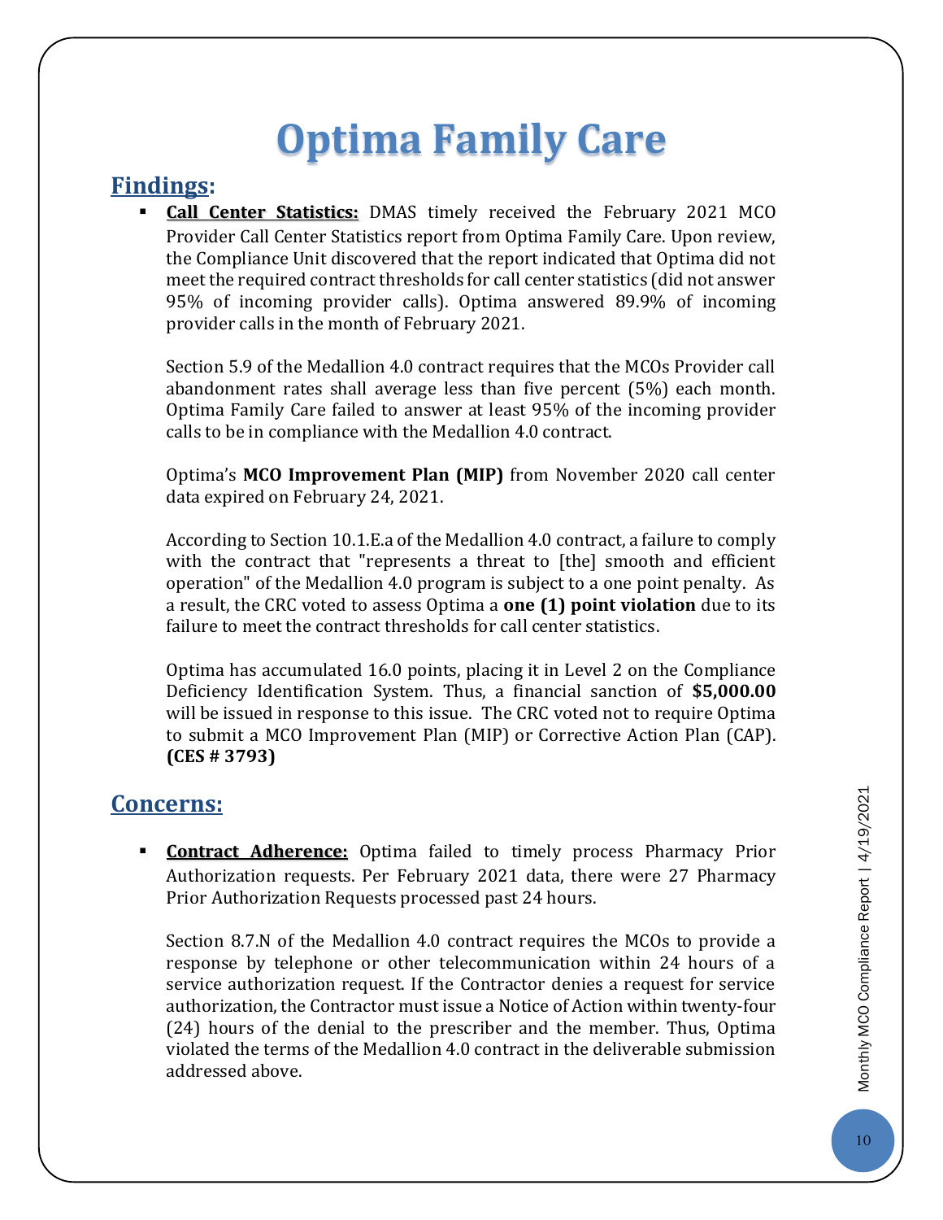# Optima Family Care

## Findings:

- **Call Center Statistics:** DMAS timely received the February 2021 MCO Provider Call Center Statistics report from Optima Family Care. Upon review, the Compliance Unit discovered that the report indicated that Optima did not meet the required contract thresholds for call center statistics (did not answer 95% of incoming provider calls). Optima answered 89.9% of incoming provider calls in the month of February 2021.

  Section 5.9 of the Medallion 4.0 contract requires that the MCOs Provider call abandonment rates shall average less than five percent (5%) each month. Optima Family Care failed to answer at least 95% of the incoming provider calls to be in compliance with the Medallion 4.0 contract.

  Optima's **MCO Improvement Plan (MIP)** from November 2020 call center data expired on February 24, 2021.

  According to Section 10.1.E.a of the Medallion 4.0 contract, a failure to comply with the contract that "represents a threat to [the] smooth and efficient operation" of the Medallion 4.0 program is subject to a one point penalty. As a result, the CRC voted to assess Optima a **one (1) point violation** due to its failure to meet the contract thresholds for call center statistics.

  Optima has accumulated 16.0 points, placing it in Level 2 on the Compliance Deficiency Identification System. Thus, a financial sanction of **$5,000.00** will be issued in response to this issue. The CRC voted not to require Optima to submit a MCO Improvement Plan (MIP) or Corrective Action Plan (CAP). **(CES # 3793)**

## Concerns:

- **Contract Adherence:** Optima failed to timely process Pharmacy Prior Authorization requests. Per February 2021 data, there were 27 Pharmacy Prior Authorization Requests processed past 24 hours.

  Section 8.7.N of the Medallion 4.0 contract requires the MCOs to provide a response by telephone or other telecommunication within 24 hours of a service authorization request. If the Contractor denies a request for service authorization, the Contractor must issue a Notice of Action within twenty-four (24) hours of the denial to the prescriber and the member. Thus, Optima violated the terms of the Medallion 4.0 contract in the deliverable submission addressed above.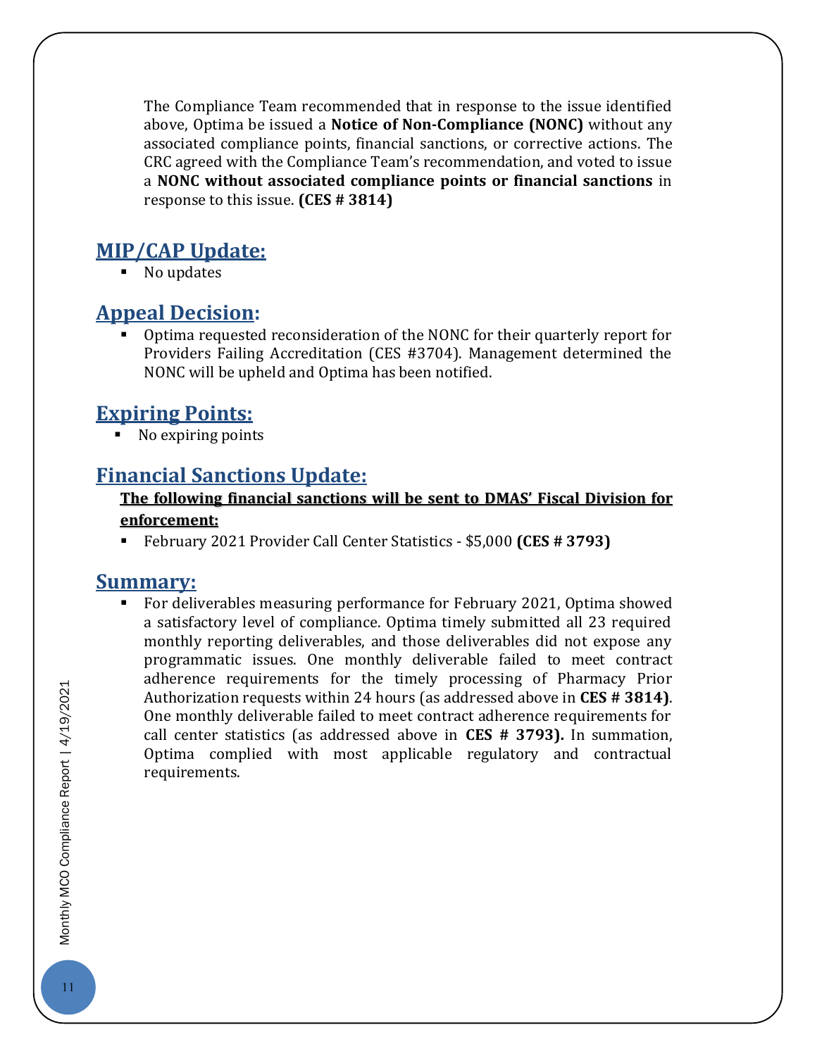The Compliance Team recommended that in response to the issue identified above, Optima be issued a **Notice of Non-Compliance (NONC)** without any associated compliance points, financial sanctions, or corrective actions. The CRC agreed with the Compliance Team's recommendation, and voted to issue a **NONC without associated compliance points or financial sanctions** in response to this issue. **(CES # 3814)**

## MIP/CAP Update:

- No updates

## Appeal Decision:

- Optima requested reconsideration of the NONC for their quarterly report for Providers Failing Accreditation (CES #3704). Management determined the NONC will be upheld and Optima has been notified.

## Expiring Points:

- No expiring points

## Financial Sanctions Update:

**The following financial sanctions will be sent to DMAS' Fiscal Division for enforcement:**

- February 2021 Provider Call Center Statistics - $5,000 **(CES # 3793)**

## Summary:

- For deliverables measuring performance for February 2021, Optima showed a satisfactory level of compliance. Optima timely submitted all 23 required monthly reporting deliverables, and those deliverables did not expose any programmatic issues. One monthly deliverable failed to meet contract adherence requirements for the timely processing of Pharmacy Prior Authorization requests within 24 hours (as addressed above in **CES # 3814)**. One monthly deliverable failed to meet contract adherence requirements for call center statistics (as addressed above in **CES # 3793).** In summation, Optima complied with most applicable regulatory and contractual requirements.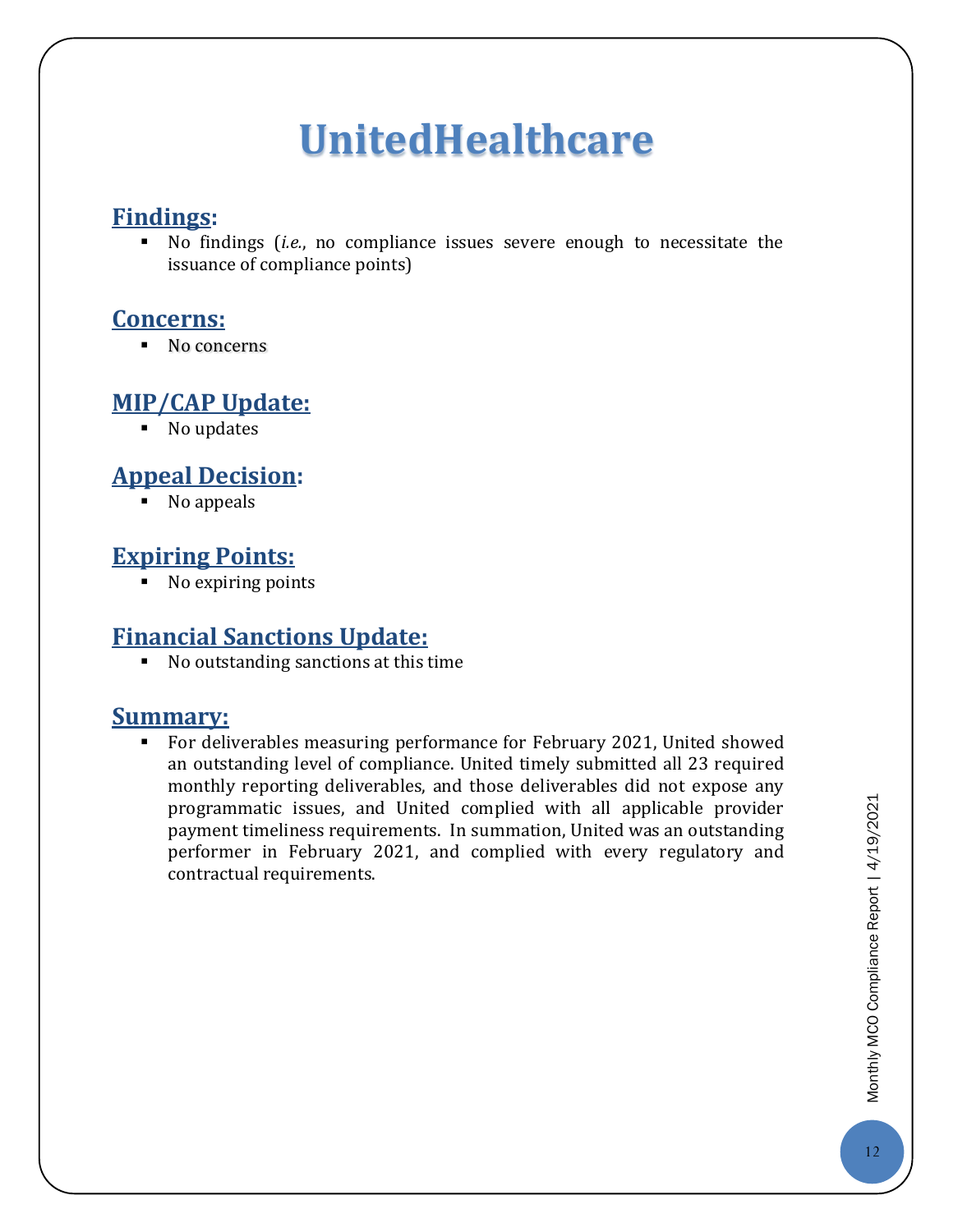# UnitedHealthcare

## Findings:

- No findings (*i.e.*, no compliance issues severe enough to necessitate the issuance of compliance points)

## Concerns:

- No concerns

## MIP/CAP Update:

- No updates

## Appeal Decision:

- No appeals

## Expiring Points:

- No expiring points

## Financial Sanctions Update:

- No outstanding sanctions at this time

## Summary:

- For deliverables measuring performance for February 2021, United showed an outstanding level of compliance. United timely submitted all 23 required monthly reporting deliverables, and those deliverables did not expose any programmatic issues, and United complied with all applicable provider payment timeliness requirements. In summation, United was an outstanding performer in February 2021, and complied with every regulatory and contractual requirements.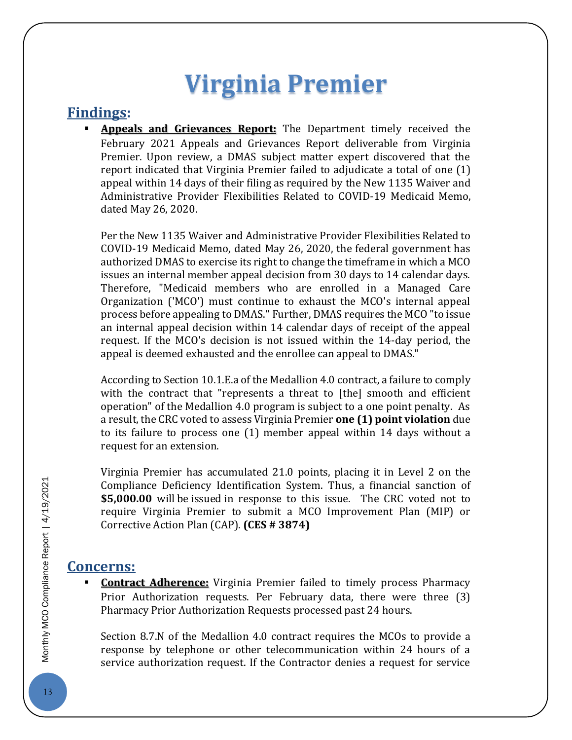# Virginia Premier

## Findings:

- **Appeals and Grievances Report:** The Department timely received the February 2021 Appeals and Grievances Report deliverable from Virginia Premier. Upon review, a DMAS subject matter expert discovered that the report indicated that Virginia Premier failed to adjudicate a total of one (1) appeal within 14 days of their filing as required by the New 1135 Waiver and Administrative Provider Flexibilities Related to COVID-19 Medicaid Memo, dated May 26, 2020.

  Per the New 1135 Waiver and Administrative Provider Flexibilities Related to COVID-19 Medicaid Memo, dated May 26, 2020, the federal government has authorized DMAS to exercise its right to change the timeframe in which a MCO issues an internal member appeal decision from 30 days to 14 calendar days. Therefore, "Medicaid members who are enrolled in a Managed Care Organization ('MCO') must continue to exhaust the MCO's internal appeal process before appealing to DMAS." Further, DMAS requires the MCO "to issue an internal appeal decision within 14 calendar days of receipt of the appeal request. If the MCO's decision is not issued within the 14-day period, the appeal is deemed exhausted and the enrollee can appeal to DMAS."

  According to Section 10.1.E.a of the Medallion 4.0 contract, a failure to comply with the contract that "represents a threat to [the] smooth and efficient operation" of the Medallion 4.0 program is subject to a one point penalty. As a result, the CRC voted to assess Virginia Premier **one (1) point violation** due to its failure to process one (1) member appeal within 14 days without a request for an extension.

  Virginia Premier has accumulated 21.0 points, placing it in Level 2 on the Compliance Deficiency Identification System. Thus, a financial sanction of **$5,000.00** will be issued in response to this issue. The CRC voted not to require Virginia Premier to submit a MCO Improvement Plan (MIP) or Corrective Action Plan (CAP). **(CES # 3874)**

## Concerns:

- **Contract Adherence:** Virginia Premier failed to timely process Pharmacy Prior Authorization requests. Per February data, there were three (3) Pharmacy Prior Authorization Requests processed past 24 hours.

  Section 8.7.N of the Medallion 4.0 contract requires the MCOs to provide a response by telephone or other telecommunication within 24 hours of a service authorization request. If the Contractor denies a request for service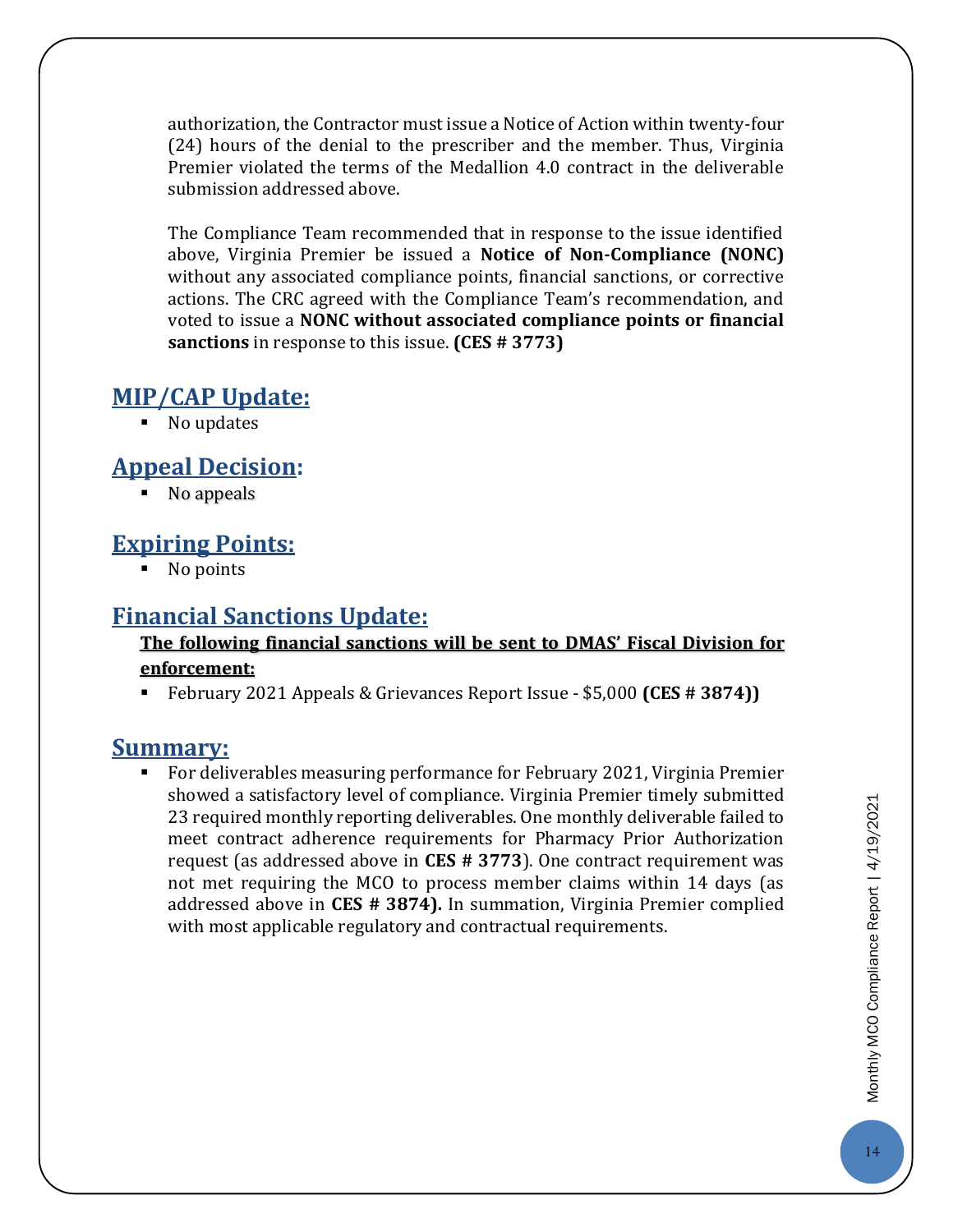authorization, the Contractor must issue a Notice of Action within twenty-four (24) hours of the denial to the prescriber and the member. Thus, Virginia Premier violated the terms of the Medallion 4.0 contract in the deliverable submission addressed above.

The Compliance Team recommended that in response to the issue identified above, Virginia Premier be issued a **Notice of Non-Compliance (NONC)** without any associated compliance points, financial sanctions, or corrective actions. The CRC agreed with the Compliance Team's recommendation, and voted to issue a **NONC without associated compliance points or financial sanctions** in response to this issue. **(CES # 3773)**

## MIP/CAP Update:

- No updates

## Appeal Decision:

- No appeals

## Expiring Points:

- No points

## Financial Sanctions Update:

**The following financial sanctions will be sent to DMAS' Fiscal Division for enforcement:**

- February 2021 Appeals & Grievances Report Issue - $5,000 **(CES # 3874))**

## Summary:

- For deliverables measuring performance for February 2021, Virginia Premier showed a satisfactory level of compliance. Virginia Premier timely submitted 23 required monthly reporting deliverables. One monthly deliverable failed to meet contract adherence requirements for Pharmacy Prior Authorization request (as addressed above in **CES # 3773**). One contract requirement was not met requiring the MCO to process member claims within 14 days (as addressed above in **CES # 3874).** In summation, Virginia Premier complied with most applicable regulatory and contractual requirements.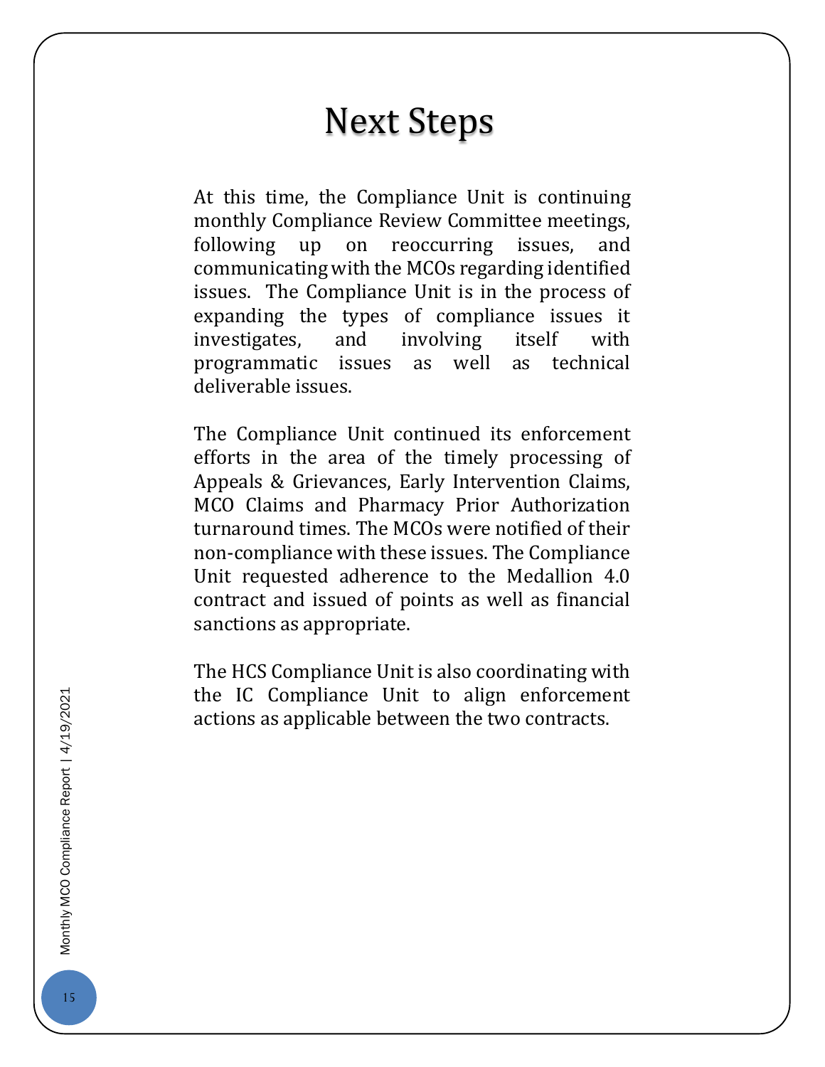# Next Steps

At this time, the Compliance Unit is continuing monthly Compliance Review Committee meetings, following up on reoccurring issues, and communicating with the MCOs regarding identified issues. The Compliance Unit is in the process of expanding the types of compliance issues it investigates, and involving itself with programmatic issues as well as technical deliverable issues.

The Compliance Unit continued its enforcement efforts in the area of the timely processing of Appeals & Grievances, Early Intervention Claims, MCO Claims and Pharmacy Prior Authorization turnaround times. The MCOs were notified of their non-compliance with these issues. The Compliance Unit requested adherence to the Medallion 4.0 contract and issued of points as well as financial sanctions as appropriate.

The HCS Compliance Unit is also coordinating with the IC Compliance Unit to align enforcement actions as applicable between the two contracts.